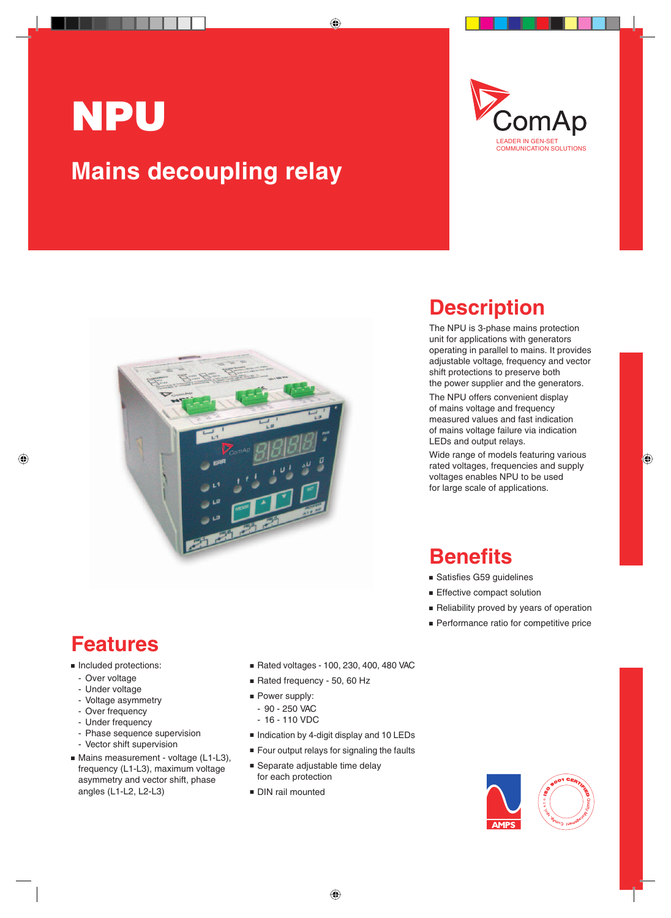# NPU

## Mains decoupling relay

ComAp
LEADER IN GEN-SET COMMUNICATION SOLUTIONS

## Description

The NPU is 3-phase mains protection unit for applications with generators operating in parallel to mains. It provides adjustable voltage, frequency and vector shift protections to preserve both the power supplier and the generators.

The NPU offers convenient display of mains voltage and frequency measured values and fast indication of mains voltage failure via indication LEDs and output relays.

Wide range of models featuring various rated voltages, frequencies and supply voltages enables NPU to be used for large scale of applications.

## Benefits

- Satisfies G59 guidelines
- Effective compact solution
- Reliability proved by years of operation
- Performance ratio for competitive price

## Features

- Included protections:
  - Over voltage
  - Under voltage
  - Voltage asymmetry
  - Over frequency
  - Under frequency
  - Phase sequence supervision
  - Vector shift supervision
- Mains measurement - voltage (L1-L3), frequency (L1-L3), maximum voltage asymmetry and vector shift, phase angles (L1-L2, L2-L3)
- Rated voltages - 100, 230, 400, 480 VAC
- Rated frequency - 50, 60 Hz
- Power supply:
  - 90 - 250 VAC
  - 16 - 110 VDC
- Indication by 4-digit display and 10 LEDs
- Four output relays for signaling the faults
- Separate adjustable time delay for each protection
- DIN rail mounted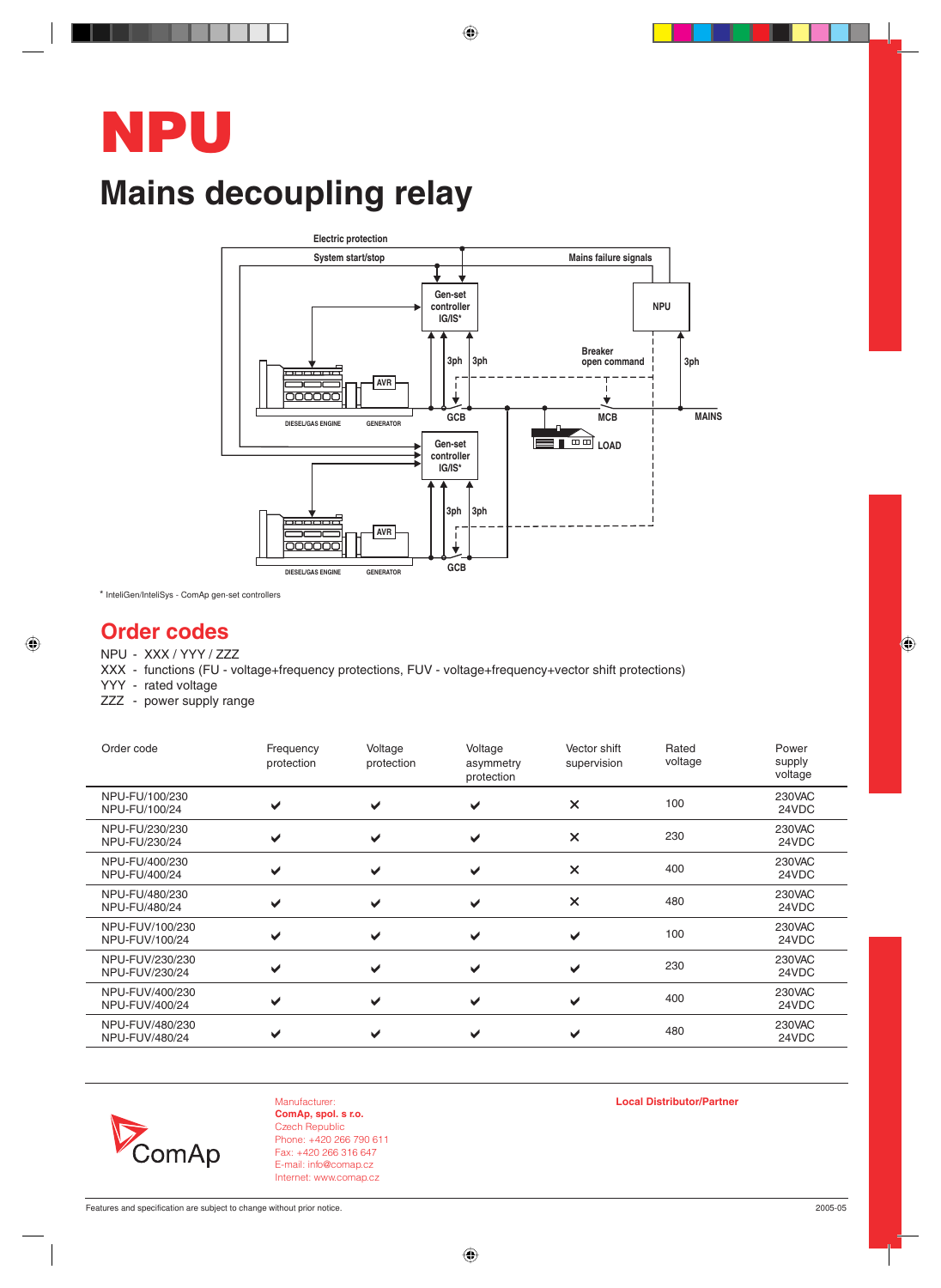# NPU

## Mains decoupling relay

Electric protection

System start/stop

Mains failure signals

Gen-set controller IG/IS*

NPU

3ph

3ph

Breaker open command

3ph

AVR

DIESEL/GAS ENGINE

GENERATOR

GCB

MCB

MAINS

LOAD

Gen-set controller IG/IS*

3ph

3ph

AVR

DIESEL/GAS ENGINE

GENERATOR

GCB

* InteliGen/InteliSys - ComAp gen-set controllers

## Order codes

NPU - XXX / YYY / ZZZ  
XXX - functions (FU - voltage+frequency protections, FUV - voltage+frequency+vector shift protections)  
YYY - rated voltage  
ZZZ - power supply range

| Order code | Frequency protection | Voltage protection | Voltage asymmetry protection | Vector shift supervision | Rated voltage | Power supply voltage |
|---|---|---|---|---|---|---|
| NPU-FU/100/230<br>NPU-FU/100/24 | ✔ | ✔ | ✔ | ✕ | 100 | 230VAC<br>24VDC |
| NPU-FU/230/230<br>NPU-FU/230/24 | ✔ | ✔ | ✔ | ✕ | 230 | 230VAC<br>24VDC |
| NPU-FU/400/230<br>NPU-FU/400/24 | ✔ | ✔ | ✔ | ✕ | 400 | 230VAC<br>24VDC |
| NPU-FU/480/230<br>NPU-FU/480/24 | ✔ | ✔ | ✔ | ✕ | 480 | 230VAC<br>24VDC |
| NPU-FUV/100/230<br>NPU-FUV/100/24 | ✔ | ✔ | ✔ | ✔ | 100 | 230VAC<br>24VDC |
| NPU-FUV/230/230<br>NPU-FUV/230/24 | ✔ | ✔ | ✔ | ✔ | 230 | 230VAC<br>24VDC |
| NPU-FUV/400/230<br>NPU-FUV/400/24 | ✔ | ✔ | ✔ | ✔ | 400 | 230VAC<br>24VDC |
| NPU-FUV/480/230<br>NPU-FUV/480/24 | ✔ | ✔ | ✔ | ✔ | 480 | 230VAC<br>24VDC |

ComAp

Manufacturer:  
**ComAp, spol. s r.o.**  
Czech Republic  
Phone: +420 266 790 611  
Fax: +420 266 316 647  
E-mail: info@comap.cz  
Internet: www.comap.cz

**Local Distributor/Partner**

Features and specification are subject to change without prior notice.

2005-05